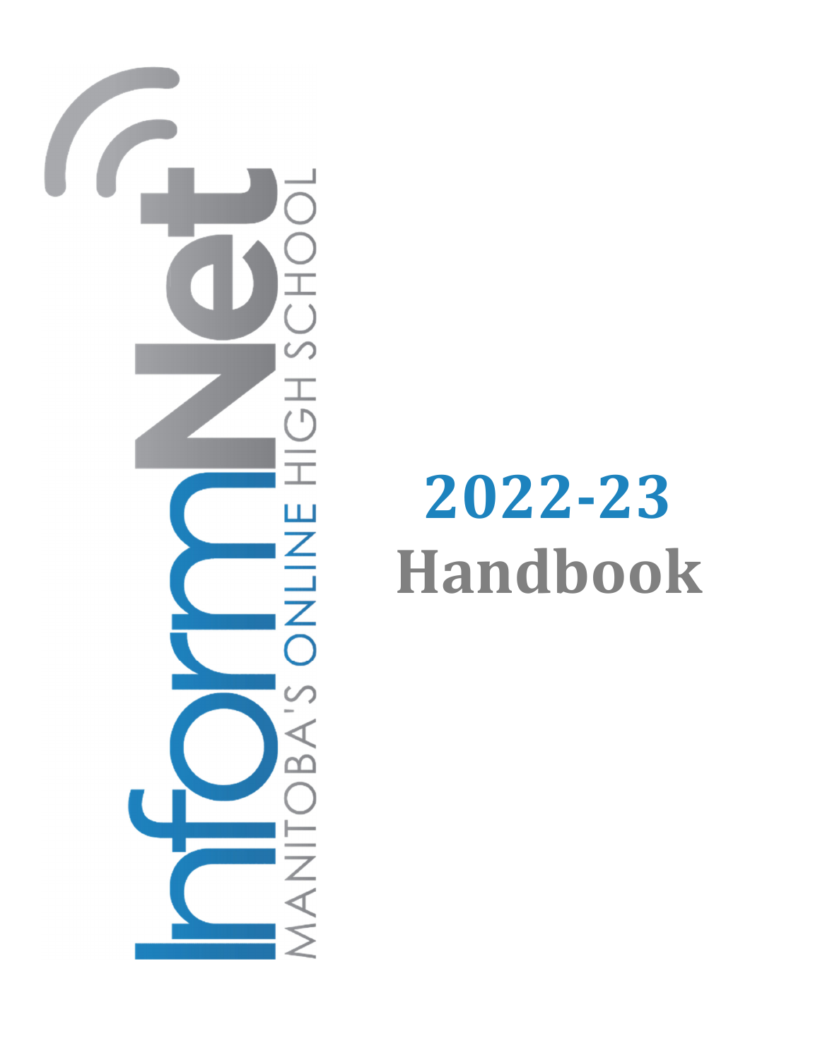InformNet

MANITOBA'S ONLINE HIGH SCHOOL

# 2022-23 Handbook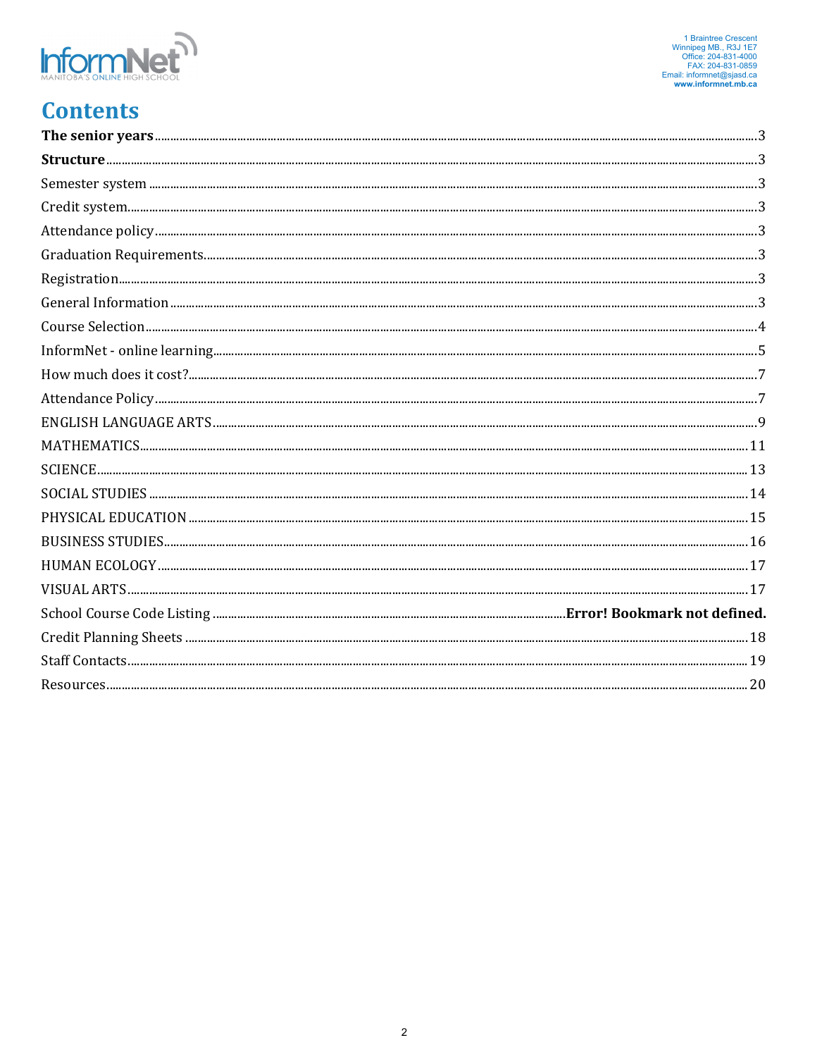1 Braintree Crescent
Winnipeg MB., R3J 1E7
Office: 204-831-4000
FAX: 204-831-0859
Email: informnet@sjasd.ca
www.informnet.mb.ca

# Contents

**The senior years** ........ 3
**Structure** ........ 3
Semester system ........ 3
Credit system ........ 3
Attendance policy ........ 3
Graduation Requirements ........ 3
Registration ........ 3
General Information ........ 3
Course Selection ........ 4
InformNet - online learning ........ 5
How much does it cost? ........ 7
Attendance Policy ........ 7
ENGLISH LANGUAGE ARTS ........ 9
MATHEMATICS ........ 11
SCIENCE ........ 13
SOCIAL STUDIES ........ 14
PHYSICAL EDUCATION ........ 15
BUSINESS STUDIES ........ 16
HUMAN ECOLOGY ........ 17
VISUAL ARTS ........ 17
School Course Code Listing ........ **Error! Bookmark not defined.**
Credit Planning Sheets ........ 18
Staff Contacts ........ 19
Resources ........ 20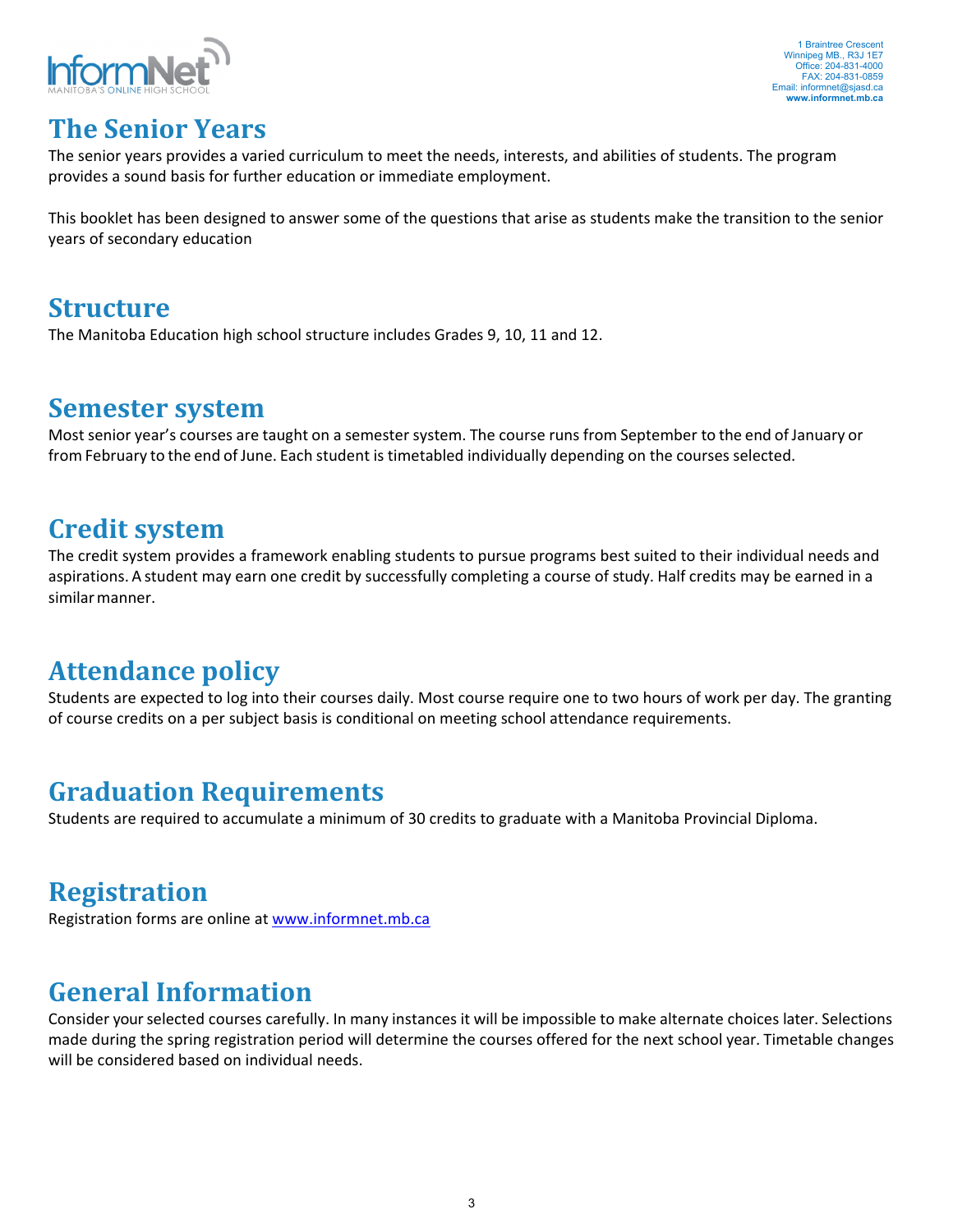## The Senior Years

The senior years provides a varied curriculum to meet the needs, interests, and abilities of students. The program provides a sound basis for further education or immediate employment.

This booklet has been designed to answer some of the questions that arise as students make the transition to the senior years of secondary education

## Structure

The Manitoba Education high school structure includes Grades 9, 10, 11 and 12.

## Semester system

Most senior year's courses are taught on a semester system. The course runs from September to the end of January or from February to the end of June. Each student is timetabled individually depending on the courses selected.

## Credit system

The credit system provides a framework enabling students to pursue programs best suited to their individual needs and aspirations. A student may earn one credit by successfully completing a course of study. Half credits may be earned in a similar manner.

## Attendance policy

Students are expected to log into their courses daily. Most course require one to two hours of work per day. The granting of course credits on a per subject basis is conditional on meeting school attendance requirements.

## Graduation Requirements

Students are required to accumulate a minimum of 30 credits to graduate with a Manitoba Provincial Diploma.

## Registration

Registration forms are online at www.informnet.mb.ca

## General Information

Consider your selected courses carefully. In many instances it will be impossible to make alternate choices later. Selections made during the spring registration period will determine the courses offered for the next school year. Timetable changes will be considered based on individual needs.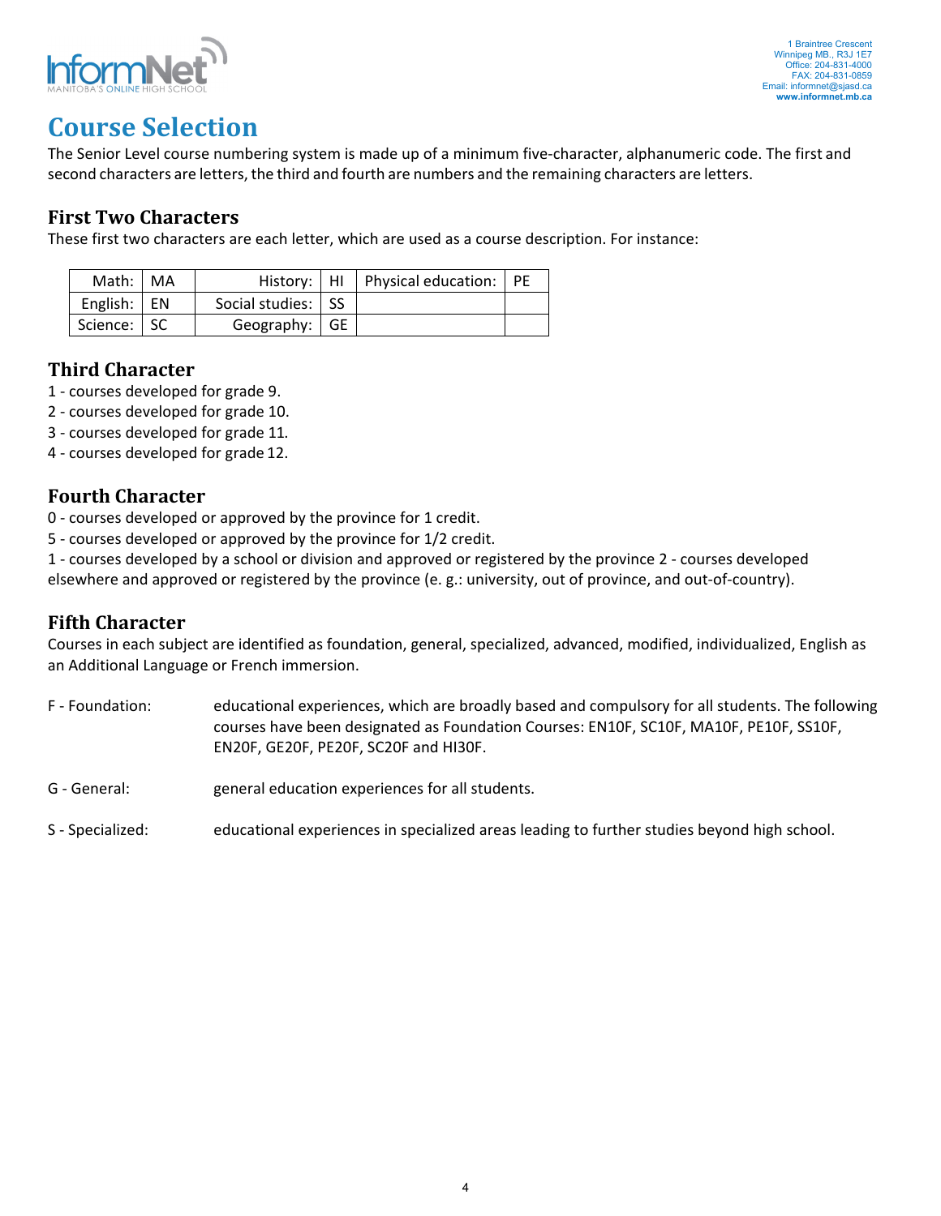# Course Selection

The Senior Level course numbering system is made up of a minimum five-character, alphanumeric code. The first and second characters are letters, the third and fourth are numbers and the remaining characters are letters.

## First Two Characters

These first two characters are each letter, which are used as a course description. For instance:

| | | | | | |
|---|---|---|---|---|---|
| Math: | MA | History: | HI | Physical education: | PE |
| English: | EN | Social studies: | SS | | |
| Science: | SC | Geography: | GE | | |

## Third Character

1 - courses developed for grade 9.
2 - courses developed for grade 10.
3 - courses developed for grade 11.
4 - courses developed for grade 12.

## Fourth Character

0 - courses developed or approved by the province for 1 credit.
5 - courses developed or approved by the province for 1/2 credit.
1 - courses developed by a school or division and approved or registered by the province 2 - courses developed elsewhere and approved or registered by the province (e. g.: university, out of province, and out-of-country).

## Fifth Character

Courses in each subject are identified as foundation, general, specialized, advanced, modified, individualized, English as an Additional Language or French immersion.

F - Foundation: educational experiences, which are broadly based and compulsory for all students. The following courses have been designated as Foundation Courses: EN10F, SC10F, MA10F, PE10F, SS10F, EN20F, GE20F, PE20F, SC20F and HI30F.

G - General: general education experiences for all students.

S - Specialized: educational experiences in specialized areas leading to further studies beyond high school.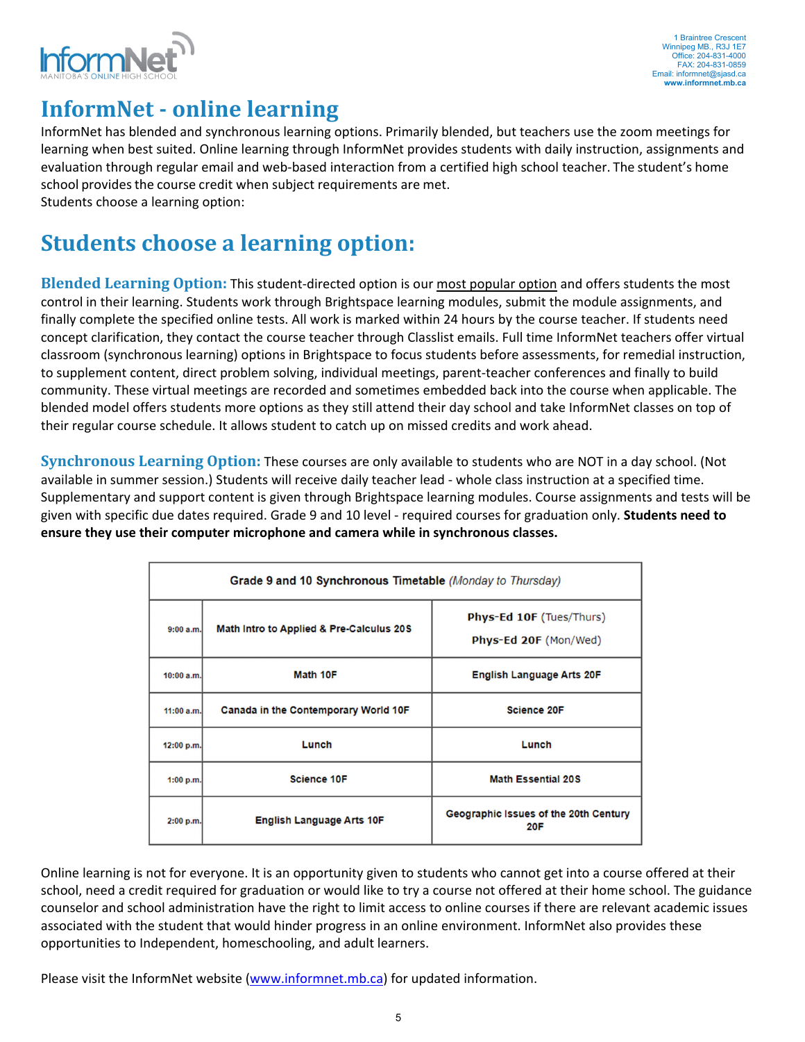InformNet
MANITOBA'S ONLINE HIGH SCHOOL

1 Braintree Crescent
Winnipeg MB., R3J 1E7
Office: 204-831-4000
FAX: 204-831-0859
Email: informnet@sjasd.ca
**www.informnet.mb.ca**

# InformNet - online learning

InformNet has blended and synchronous learning options. Primarily blended, but teachers use the zoom meetings for learning when best suited. Online learning through InformNet provides students with daily instruction, assignments and evaluation through regular email and web-based interaction from a certified high school teacher. The student's home school provides the course credit when subject requirements are met.
Students choose a learning option:

# Students choose a learning option:

**Blended Learning Option:** This student-directed option is our most popular option and offers students the most control in their learning. Students work through Brightspace learning modules, submit the module assignments, and finally complete the specified online tests. All work is marked within 24 hours by the course teacher. If students need concept clarification, they contact the course teacher through Classlist emails. Full time InformNet teachers offer virtual classroom (synchronous learning) options in Brightspace to focus students before assessments, for remedial instruction, to supplement content, direct problem solving, individual meetings, parent-teacher conferences and finally to build community. These virtual meetings are recorded and sometimes embedded back into the course when applicable. The blended model offers students more options as they still attend their day school and take InformNet classes on top of their regular course schedule. It allows student to catch up on missed credits and work ahead.

**Synchronous Learning Option:** These courses are only available to students who are NOT in a day school. (Not available in summer session.) Students will receive daily teacher lead - whole class instruction at a specified time. Supplementary and support content is given through Brightspace learning modules. Course assignments and tests will be given with specific due dates required. Grade 9 and 10 level - required courses for graduation only. **Students need to ensure they use their computer microphone and camera while in synchronous classes.**

| **Grade 9 and 10 Synchronous Timetable** *(Monday to Thursday)* | | |
|---|---|---|
| 9:00 a.m. | Math Intro to Applied & Pre-Calculus 20S | **Phys-Ed 10F** (Tues/Thurs)<br>**Phys-Ed 20F** (Mon/Wed) |
| 10:00 a.m. | Math 10F | English Language Arts 20F |
| 11:00 a.m. | Canada in the Contemporary World 10F | Science 20F |
| 12:00 p.m. | Lunch | Lunch |
| 1:00 p.m. | Science 10F | Math Essential 20S |
| 2:00 p.m. | English Language Arts 10F | Geographic Issues of the 20th Century 20F |

Online learning is not for everyone. It is an opportunity given to students who cannot get into a course offered at their school, need a credit required for graduation or would like to try a course not offered at their home school. The guidance counselor and school administration have the right to limit access to online courses if there are relevant academic issues associated with the student that would hinder progress in an online environment. InformNet also provides these opportunities to Independent, homeschooling, and adult learners.

Please visit the InformNet website (www.informnet.mb.ca) for updated information.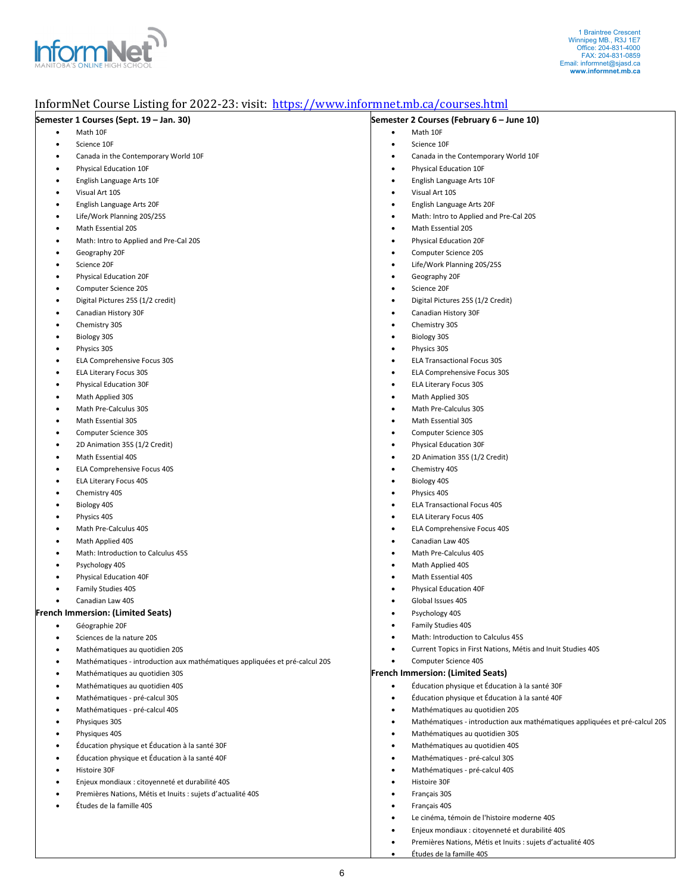InformNet — Manitoba's Online High School

1 Braintree Crescent
Winnipeg MB., R3J 1E7
Office: 204-831-4000
FAX: 204-831-0859
Email: informnet@sjasd.ca
**www.informnet.mb.ca**

# InformNet Course Listing for 2022-23: visit: https://www.informnet.mb.ca/courses.html

## Semester 1 Courses (Sept. 19 – Jan. 30)

- Math 10F
- Science 10F
- Canada in the Contemporary World 10F
- Physical Education 10F
- English Language Arts 10F
- Visual Art 10S
- English Language Arts 20F
- Life/Work Planning 20S/25S
- Math Essential 20S
- Math: Intro to Applied and Pre-Cal 20S
- Geography 20F
- Science 20F
- Physical Education 20F
- Computer Science 20S
- Digital Pictures 25S (1/2 credit)
- Canadian History 30F
- Chemistry 30S
- Biology 30S
- Physics 30S
- ELA Comprehensive Focus 30S
- ELA Literary Focus 30S
- Physical Education 30F
- Math Applied 30S
- Math Pre-Calculus 30S
- Math Essential 30S
- Computer Science 30S
- 2D Animation 35S (1/2 Credit)
- Math Essential 40S
- ELA Comprehensive Focus 40S
- ELA Literary Focus 40S
- Chemistry 40S
- Biology 40S
- Physics 40S
- Math Pre-Calculus 40S
- Math Applied 40S
- Math: Introduction to Calculus 45S
- Psychology 40S
- Physical Education 40F
- Family Studies 40S
- Canadian Law 40S

### French Immersion: (Limited Seats)

- Géographie 20F
- Sciences de la nature 20S
- Mathématiques au quotidien 20S
- Mathématiques - introduction aux mathématiques appliquées et pré-calcul 20S
- Mathématiques au quotidien 30S
- Mathématiques au quotidien 40S
- Mathématiques - pré-calcul 30S
- Mathématiques - pré-calcul 40S
- Physiques 30S
- Physiques 40S
- Éducation physique et Éducation à la santé 30F
- Éducation physique et Éducation à la santé 40F
- Histoire 30F
- Enjeux mondiaux : citoyenneté et durabilité 40S
- Premières Nations, Métis et Inuits : sujets d'actualité 40S
- Études de la famille 40S

## Semester 2 Courses (February 6 – June 10)

- Math 10F
- Science 10F
- Canada in the Contemporary World 10F
- Physical Education 10F
- English Language Arts 10F
- Visual Art 10S
- English Language Arts 20F
- Math: Intro to Applied and Pre-Cal 20S
- Math Essential 20S
- Physical Education 20F
- Computer Science 20S
- Life/Work Planning 20S/25S
- Geography 20F
- Science 20F
- Digital Pictures 25S (1/2 Credit)
- Canadian History 30F
- Chemistry 30S
- Biology 30S
- Physics 30S
- ELA Transactional Focus 30S
- ELA Comprehensive Focus 30S
- ELA Literary Focus 30S
- Math Applied 30S
- Math Pre-Calculus 30S
- Math Essential 30S
- Computer Science 30S
- Physical Education 30F
- 2D Animation 35S (1/2 Credit)
- Chemistry 40S
- Biology 40S
- Physics 40S
- ELA Transactional Focus 40S
- ELA Literary Focus 40S
- ELA Comprehensive Focus 40S
- Canadian Law 40S
- Math Pre-Calculus 40S
- Math Applied 40S
- Math Essential 40S
- Physical Education 40F
- Global Issues 40S
- Psychology 40S
- Family Studies 40S
- Math: Introduction to Calculus 45S
- Current Topics in First Nations, Métis and Inuit Studies 40S
- Computer Science 40S

### French Immersion: (Limited Seats)

- Éducation physique et Éducation à la santé 30F
- Éducation physique et Éducation à la santé 40F
- Mathématiques au quotidien 20S
- Mathématiques - introduction aux mathématiques appliquées et pré-calcul 20S
- Mathématiques au quotidien 30S
- Mathématiques au quotidien 40S
- Mathématiques - pré-calcul 30S
- Mathématiques - pré-calcul 40S
- Histoire 30F
- Français 30S
- Français 40S
- Le cinéma, témoin de l'histoire moderne 40S
- Enjeux mondiaux : citoyenneté et durabilité 40S
- Premières Nations, Métis et Inuits : sujets d'actualité 40S
- Études de la famille 40S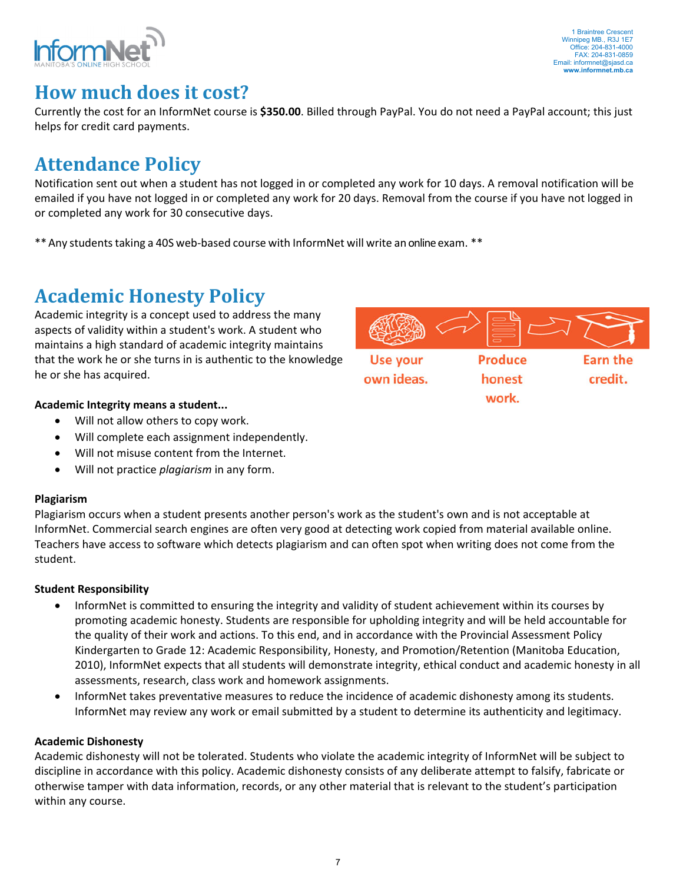## How much does it cost?

Currently the cost for an InformNet course is **$350.00**. Billed through PayPal. You do not need a PayPal account; this just helps for credit card payments.

## Attendance Policy

Notification sent out when a student has not logged in or completed any work for 10 days. A removal notification will be emailed if you have not logged in or completed any work for 20 days. Removal from the course if you have not logged in or completed any work for 30 consecutive days.

** Any students taking a 40S web-based course with InformNet will write an online exam. **

## Academic Honesty Policy

Academic integrity is a concept used to address the many aspects of validity within a student's work. A student who maintains a high standard of academic integrity maintains that the work he or she turns in is authentic to the knowledge he or she has acquired.

Use your own ideas. Produce honest work. Earn the credit.

**Academic Integrity means a student...**

- Will not allow others to copy work.
- Will complete each assignment independently.
- Will not misuse content from the Internet.
- Will not practice *plagiarism* in any form.

**Plagiarism**

Plagiarism occurs when a student presents another person's work as the student's own and is not acceptable at InformNet. Commercial search engines are often very good at detecting work copied from material available online. Teachers have access to software which detects plagiarism and can often spot when writing does not come from the student.

**Student Responsibility**

- InformNet is committed to ensuring the integrity and validity of student achievement within its courses by promoting academic honesty. Students are responsible for upholding integrity and will be held accountable for the quality of their work and actions. To this end, and in accordance with the Provincial Assessment Policy Kindergarten to Grade 12: Academic Responsibility, Honesty, and Promotion/Retention (Manitoba Education, 2010), InformNet expects that all students will demonstrate integrity, ethical conduct and academic honesty in all assessments, research, class work and homework assignments.
- InformNet takes preventative measures to reduce the incidence of academic dishonesty among its students. InformNet may review any work or email submitted by a student to determine its authenticity and legitimacy.

**Academic Dishonesty**

Academic dishonesty will not be tolerated. Students who violate the academic integrity of InformNet will be subject to discipline in accordance with this policy. Academic dishonesty consists of any deliberate attempt to falsify, fabricate or otherwise tamper with data information, records, or any other material that is relevant to the student's participation within any course.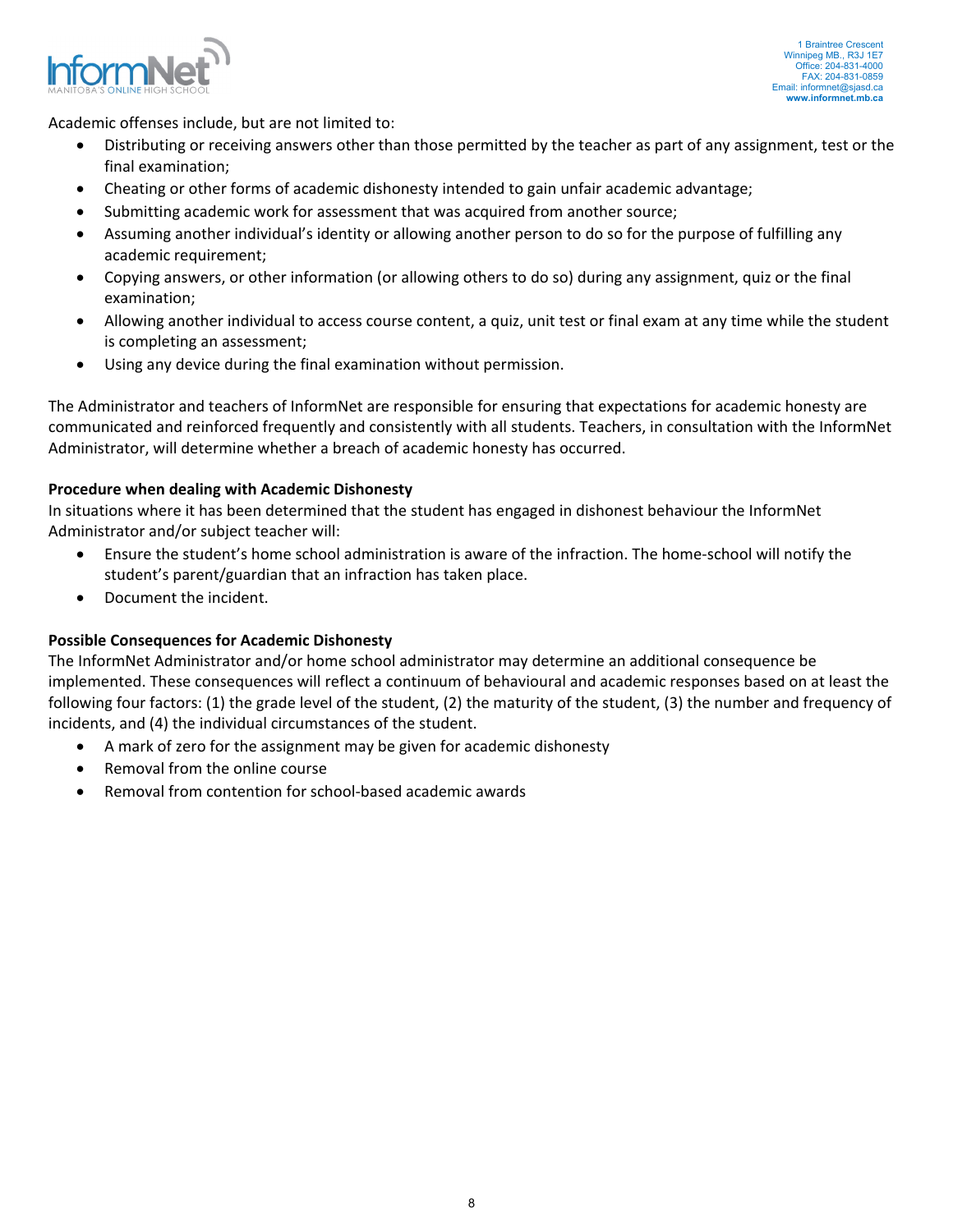Academic offenses include, but are not limited to:

- Distributing or receiving answers other than those permitted by the teacher as part of any assignment, test or the final examination;
- Cheating or other forms of academic dishonesty intended to gain unfair academic advantage;
- Submitting academic work for assessment that was acquired from another source;
- Assuming another individual's identity or allowing another person to do so for the purpose of fulfilling any academic requirement;
- Copying answers, or other information (or allowing others to do so) during any assignment, quiz or the final examination;
- Allowing another individual to access course content, a quiz, unit test or final exam at any time while the student is completing an assessment;
- Using any device during the final examination without permission.

The Administrator and teachers of InformNet are responsible for ensuring that expectations for academic honesty are communicated and reinforced frequently and consistently with all students. Teachers, in consultation with the InformNet Administrator, will determine whether a breach of academic honesty has occurred.

**Procedure when dealing with Academic Dishonesty**

In situations where it has been determined that the student has engaged in dishonest behaviour the InformNet Administrator and/or subject teacher will:

- Ensure the student's home school administration is aware of the infraction. The home-school will notify the student's parent/guardian that an infraction has taken place.
- Document the incident.

**Possible Consequences for Academic Dishonesty**

The InformNet Administrator and/or home school administrator may determine an additional consequence be implemented. These consequences will reflect a continuum of behavioural and academic responses based on at least the following four factors: (1) the grade level of the student, (2) the maturity of the student, (3) the number and frequency of incidents, and (4) the individual circumstances of the student.

- A mark of zero for the assignment may be given for academic dishonesty
- Removal from the online course
- Removal from contention for school-based academic awards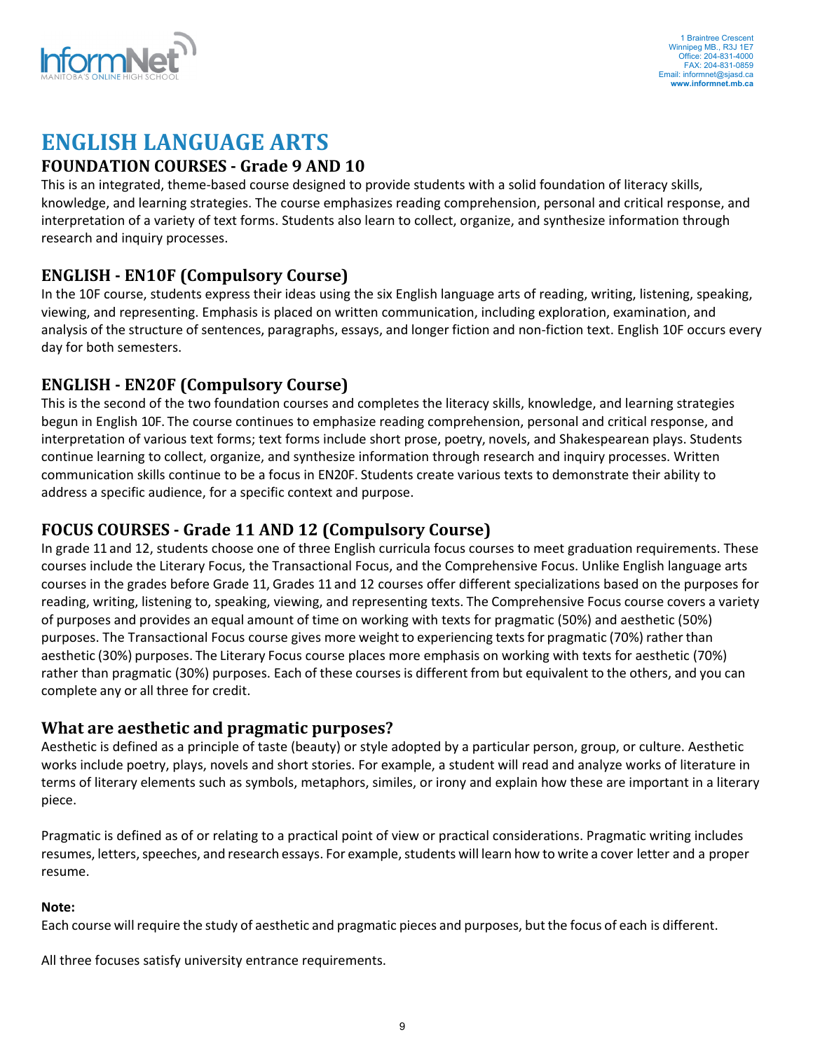# ENGLISH LANGUAGE ARTS

## FOUNDATION COURSES - Grade 9 AND 10

This is an integrated, theme-based course designed to provide students with a solid foundation of literacy skills, knowledge, and learning strategies. The course emphasizes reading comprehension, personal and critical response, and interpretation of a variety of text forms. Students also learn to collect, organize, and synthesize information through research and inquiry processes.

## ENGLISH - EN10F (Compulsory Course)

In the 10F course, students express their ideas using the six English language arts of reading, writing, listening, speaking, viewing, and representing. Emphasis is placed on written communication, including exploration, examination, and analysis of the structure of sentences, paragraphs, essays, and longer fiction and non-fiction text. English 10F occurs every day for both semesters.

## ENGLISH - EN20F (Compulsory Course)

This is the second of the two foundation courses and completes the literacy skills, knowledge, and learning strategies begun in English 10F. The course continues to emphasize reading comprehension, personal and critical response, and interpretation of various text forms; text forms include short prose, poetry, novels, and Shakespearean plays. Students continue learning to collect, organize, and synthesize information through research and inquiry processes. Written communication skills continue to be a focus in EN20F. Students create various texts to demonstrate their ability to address a specific audience, for a specific context and purpose.

## FOCUS COURSES - Grade 11 AND 12 (Compulsory Course)

In grade 11 and 12, students choose one of three English curricula focus courses to meet graduation requirements. These courses include the Literary Focus, the Transactional Focus, and the Comprehensive Focus. Unlike English language arts courses in the grades before Grade 11, Grades 11 and 12 courses offer different specializations based on the purposes for reading, writing, listening to, speaking, viewing, and representing texts. The Comprehensive Focus course covers a variety of purposes and provides an equal amount of time on working with texts for pragmatic (50%) and aesthetic (50%) purposes. The Transactional Focus course gives more weight to experiencing texts for pragmatic (70%) rather than aesthetic (30%) purposes. The Literary Focus course places more emphasis on working with texts for aesthetic (70%) rather than pragmatic (30%) purposes. Each of these courses is different from but equivalent to the others, and you can complete any or all three for credit.

## What are aesthetic and pragmatic purposes?

Aesthetic is defined as a principle of taste (beauty) or style adopted by a particular person, group, or culture. Aesthetic works include poetry, plays, novels and short stories. For example, a student will read and analyze works of literature in terms of literary elements such as symbols, metaphors, similes, or irony and explain how these are important in a literary piece.

Pragmatic is defined as of or relating to a practical point of view or practical considerations. Pragmatic writing includes resumes, letters, speeches, and research essays. For example, students will learn how to write a cover letter and a proper resume.

**Note:**

Each course will require the study of aesthetic and pragmatic pieces and purposes, but the focus of each is different.

All three focuses satisfy university entrance requirements.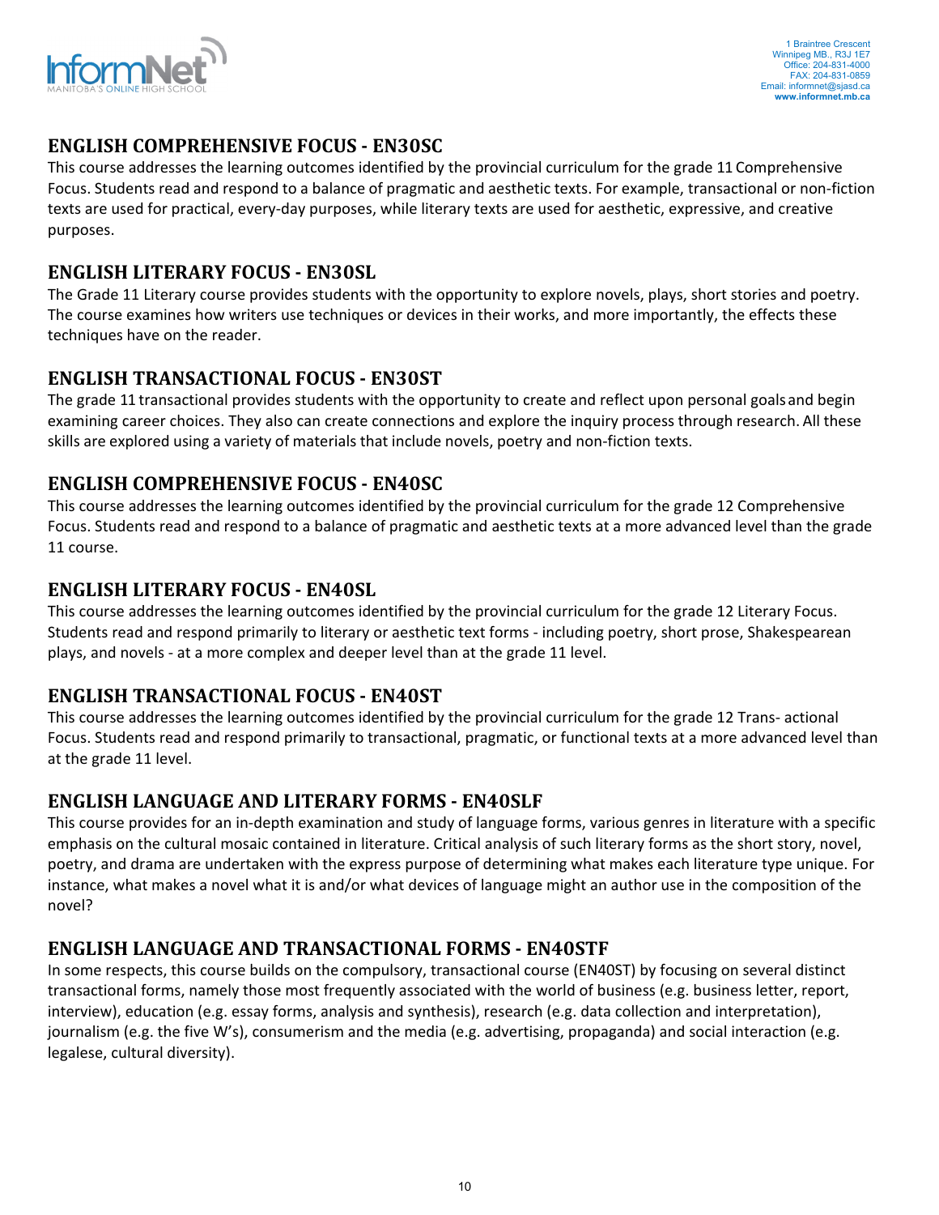## ENGLISH COMPREHENSIVE FOCUS - EN30SC

This course addresses the learning outcomes identified by the provincial curriculum for the grade 11 Comprehensive Focus. Students read and respond to a balance of pragmatic and aesthetic texts. For example, transactional or non-fiction texts are used for practical, every-day purposes, while literary texts are used for aesthetic, expressive, and creative purposes.

## ENGLISH LITERARY FOCUS - EN30SL

The Grade 11 Literary course provides students with the opportunity to explore novels, plays, short stories and poetry. The course examines how writers use techniques or devices in their works, and more importantly, the effects these techniques have on the reader.

## ENGLISH TRANSACTIONAL FOCUS - EN30ST

The grade 11 transactional provides students with the opportunity to create and reflect upon personal goals and begin examining career choices. They also can create connections and explore the inquiry process through research. All these skills are explored using a variety of materials that include novels, poetry and non-fiction texts.

## ENGLISH COMPREHENSIVE FOCUS - EN40SC

This course addresses the learning outcomes identified by the provincial curriculum for the grade 12 Comprehensive Focus. Students read and respond to a balance of pragmatic and aesthetic texts at a more advanced level than the grade 11 course.

## ENGLISH LITERARY FOCUS - EN40SL

This course addresses the learning outcomes identified by the provincial curriculum for the grade 12 Literary Focus. Students read and respond primarily to literary or aesthetic text forms - including poetry, short prose, Shakespearean plays, and novels - at a more complex and deeper level than at the grade 11 level.

## ENGLISH TRANSACTIONAL FOCUS - EN40ST

This course addresses the learning outcomes identified by the provincial curriculum for the grade 12 Trans- actional Focus. Students read and respond primarily to transactional, pragmatic, or functional texts at a more advanced level than at the grade 11 level.

## ENGLISH LANGUAGE AND LITERARY FORMS - EN40SLF

This course provides for an in-depth examination and study of language forms, various genres in literature with a specific emphasis on the cultural mosaic contained in literature. Critical analysis of such literary forms as the short story, novel, poetry, and drama are undertaken with the express purpose of determining what makes each literature type unique. For instance, what makes a novel what it is and/or what devices of language might an author use in the composition of the novel?

## ENGLISH LANGUAGE AND TRANSACTIONAL FORMS - EN40STF

In some respects, this course builds on the compulsory, transactional course (EN40ST) by focusing on several distinct transactional forms, namely those most frequently associated with the world of business (e.g. business letter, report, interview), education (e.g. essay forms, analysis and synthesis), research (e.g. data collection and interpretation), journalism (e.g. the five W's), consumerism and the media (e.g. advertising, propaganda) and social interaction (e.g. legalese, cultural diversity).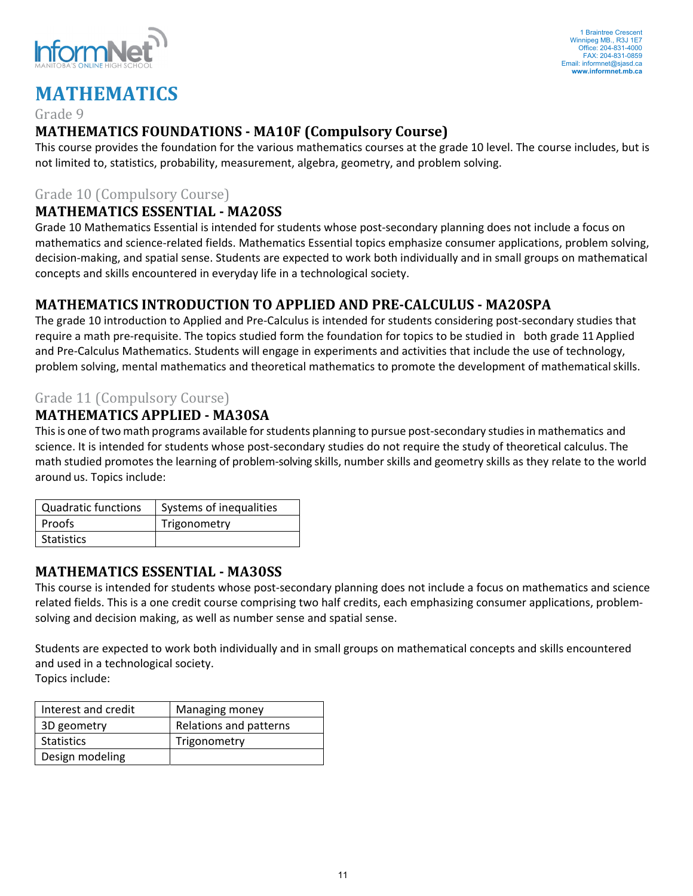# MATHEMATICS

### Grade 9

## MATHEMATICS FOUNDATIONS - MA10F (Compulsory Course)

This course provides the foundation for the various mathematics courses at the grade 10 level. The course includes, but is not limited to, statistics, probability, measurement, algebra, geometry, and problem solving.

### Grade 10 (Compulsory Course)

## MATHEMATICS ESSENTIAL - MA20SS

Grade 10 Mathematics Essential is intended for students whose post-secondary planning does not include a focus on mathematics and science-related fields. Mathematics Essential topics emphasize consumer applications, problem solving, decision-making, and spatial sense. Students are expected to work both individually and in small groups on mathematical concepts and skills encountered in everyday life in a technological society.

## MATHEMATICS INTRODUCTION TO APPLIED AND PRE-CALCULUS - MA20SPA

The grade 10 introduction to Applied and Pre-Calculus is intended for students considering post-secondary studies that require a math pre-requisite. The topics studied form the foundation for topics to be studied in both grade 11 Applied and Pre-Calculus Mathematics. Students will engage in experiments and activities that include the use of technology, problem solving, mental mathematics and theoretical mathematics to promote the development of mathematical skills.

### Grade 11 (Compulsory Course)

## MATHEMATICS APPLIED - MA30SA

This is one of two math programs available for students planning to pursue post-secondary studies in mathematics and science. It is intended for students whose post-secondary studies do not require the study of theoretical calculus. The math studied promotes the learning of problem-solving skills, number skills and geometry skills as they relate to the world around us. Topics include:

| Quadratic functions | Systems of inequalities |
|---|---|
| Proofs | Trigonometry |
| Statistics | |

## MATHEMATICS ESSENTIAL - MA30SS

This course is intended for students whose post-secondary planning does not include a focus on mathematics and science related fields. This is a one credit course comprising two half credits, each emphasizing consumer applications, problem-solving and decision making, as well as number sense and spatial sense.

Students are expected to work both individually and in small groups on mathematical concepts and skills encountered and used in a technological society.
Topics include:

| Interest and credit | Managing money |
|---|---|
| 3D geometry | Relations and patterns |
| Statistics | Trigonometry |
| Design modeling | |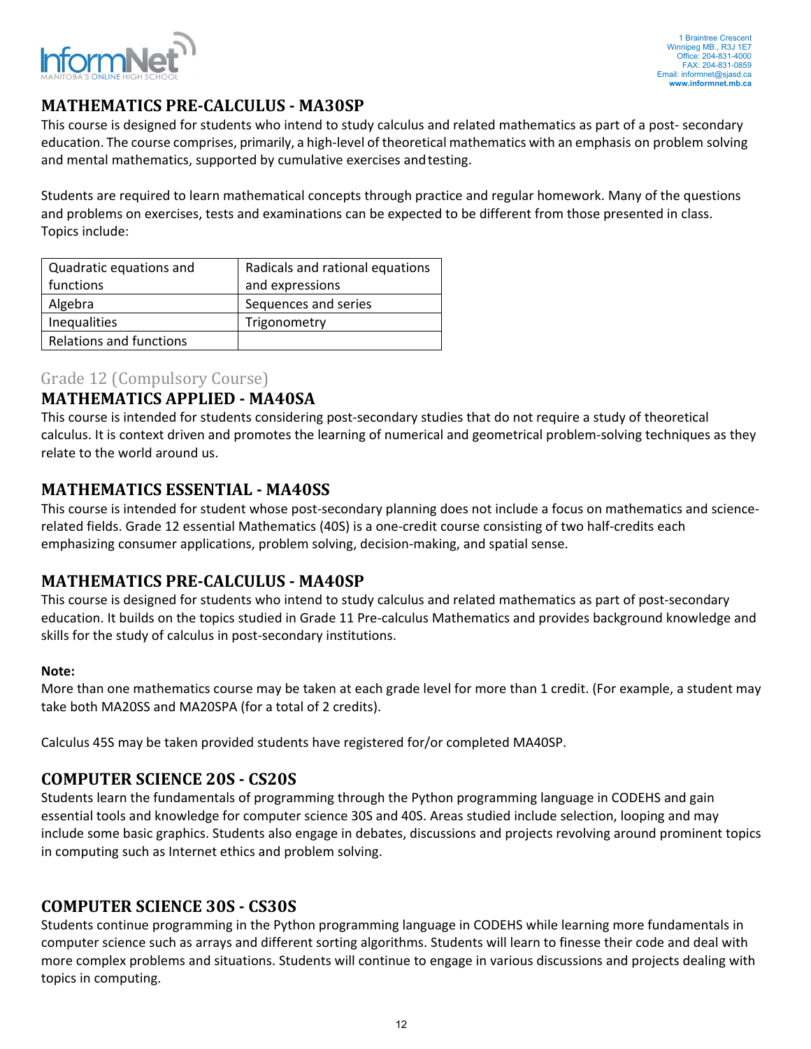## MATHEMATICS PRE-CALCULUS - MA30SP

This course is designed for students who intend to study calculus and related mathematics as part of a post- secondary education. The course comprises, primarily, a high-level of theoretical mathematics with an emphasis on problem solving and mental mathematics, supported by cumulative exercises and testing.

Students are required to learn mathematical concepts through practice and regular homework. Many of the questions and problems on exercises, tests and examinations can be expected to be different from those presented in class. Topics include:

| Quadratic equations and functions | Radicals and rational equations and expressions |
|---|---|
| Algebra | Sequences and series |
| Inequalities | Trigonometry |
| Relations and functions | |

### Grade 12 (Compulsory Course)

## MATHEMATICS APPLIED - MA40SA

This course is intended for students considering post-secondary studies that do not require a study of theoretical calculus. It is context driven and promotes the learning of numerical and geometrical problem-solving techniques as they relate to the world around us.

## MATHEMATICS ESSENTIAL - MA40SS

This course is intended for student whose post-secondary planning does not include a focus on mathematics and science-related fields. Grade 12 essential Mathematics (40S) is a one-credit course consisting of two half-credits each emphasizing consumer applications, problem solving, decision-making, and spatial sense.

## MATHEMATICS PRE-CALCULUS - MA40SP

This course is designed for students who intend to study calculus and related mathematics as part of post-secondary education. It builds on the topics studied in Grade 11 Pre-calculus Mathematics and provides background knowledge and skills for the study of calculus in post-secondary institutions.

**Note:**

More than one mathematics course may be taken at each grade level for more than 1 credit. (For example, a student may take both MA20SS and MA20SPA (for a total of 2 credits).

Calculus 45S may be taken provided students have registered for/or completed MA40SP.

## COMPUTER SCIENCE 20S - CS20S

Students learn the fundamentals of programming through the Python programming language in CODEHS and gain essential tools and knowledge for computer science 30S and 40S. Areas studied include selection, looping and may include some basic graphics. Students also engage in debates, discussions and projects revolving around prominent topics in computing such as Internet ethics and problem solving.

## COMPUTER SCIENCE 30S - CS30S

Students continue programming in the Python programming language in CODEHS while learning more fundamentals in computer science such as arrays and different sorting algorithms. Students will learn to finesse their code and deal with more complex problems and situations. Students will continue to engage in various discussions and projects dealing with topics in computing.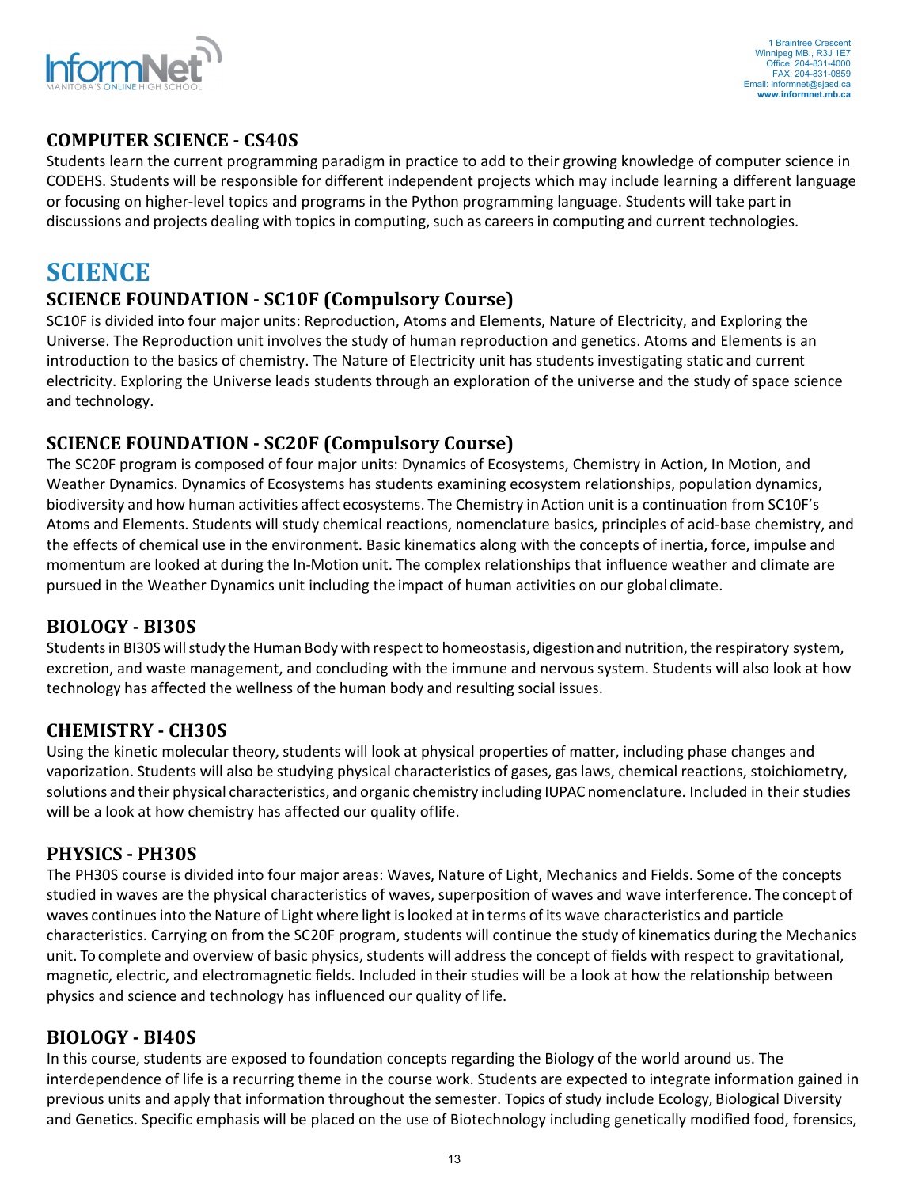## COMPUTER SCIENCE - CS40S

Students learn the current programming paradigm in practice to add to their growing knowledge of computer science in CODEHS. Students will be responsible for different independent projects which may include learning a different language or focusing on higher-level topics and programs in the Python programming language. Students will take part in discussions and projects dealing with topics in computing, such as careers in computing and current technologies.

# SCIENCE

## SCIENCE FOUNDATION - SC10F (Compulsory Course)

SC10F is divided into four major units: Reproduction, Atoms and Elements, Nature of Electricity, and Exploring the Universe. The Reproduction unit involves the study of human reproduction and genetics. Atoms and Elements is an introduction to the basics of chemistry. The Nature of Electricity unit has students investigating static and current electricity. Exploring the Universe leads students through an exploration of the universe and the study of space science and technology.

## SCIENCE FOUNDATION - SC20F (Compulsory Course)

The SC20F program is composed of four major units: Dynamics of Ecosystems, Chemistry in Action, In Motion, and Weather Dynamics. Dynamics of Ecosystems has students examining ecosystem relationships, population dynamics, biodiversity and how human activities affect ecosystems. The Chemistry in Action unit is a continuation from SC10F's Atoms and Elements. Students will study chemical reactions, nomenclature basics, principles of acid-base chemistry, and the effects of chemical use in the environment. Basic kinematics along with the concepts of inertia, force, impulse and momentum are looked at during the In-Motion unit. The complex relationships that influence weather and climate are pursued in the Weather Dynamics unit including the impact of human activities on our global climate.

## BIOLOGY - BI30S

Students in BI30S will study the Human Body with respect to homeostasis, digestion and nutrition, the respiratory system, excretion, and waste management, and concluding with the immune and nervous system. Students will also look at how technology has affected the wellness of the human body and resulting social issues.

## CHEMISTRY - CH30S

Using the kinetic molecular theory, students will look at physical properties of matter, including phase changes and vaporization. Students will also be studying physical characteristics of gases, gas laws, chemical reactions, stoichiometry, solutions and their physical characteristics, and organic chemistry including IUPAC nomenclature. Included in their studies will be a look at how chemistry has affected our quality oflife.

## PHYSICS - PH30S

The PH30S course is divided into four major areas: Waves, Nature of Light, Mechanics and Fields. Some of the concepts studied in waves are the physical characteristics of waves, superposition of waves and wave interference. The concept of waves continues into the Nature of Light where light is looked at in terms of its wave characteristics and particle characteristics. Carrying on from the SC20F program, students will continue the study of kinematics during the Mechanics unit. To complete and overview of basic physics, students will address the concept of fields with respect to gravitational, magnetic, electric, and electromagnetic fields. Included in their studies will be a look at how the relationship between physics and science and technology has influenced our quality of life.

## BIOLOGY - BI40S

In this course, students are exposed to foundation concepts regarding the Biology of the world around us. The interdependence of life is a recurring theme in the course work. Students are expected to integrate information gained in previous units and apply that information throughout the semester. Topics of study include Ecology, Biological Diversity and Genetics. Specific emphasis will be placed on the use of Biotechnology including genetically modified food, forensics,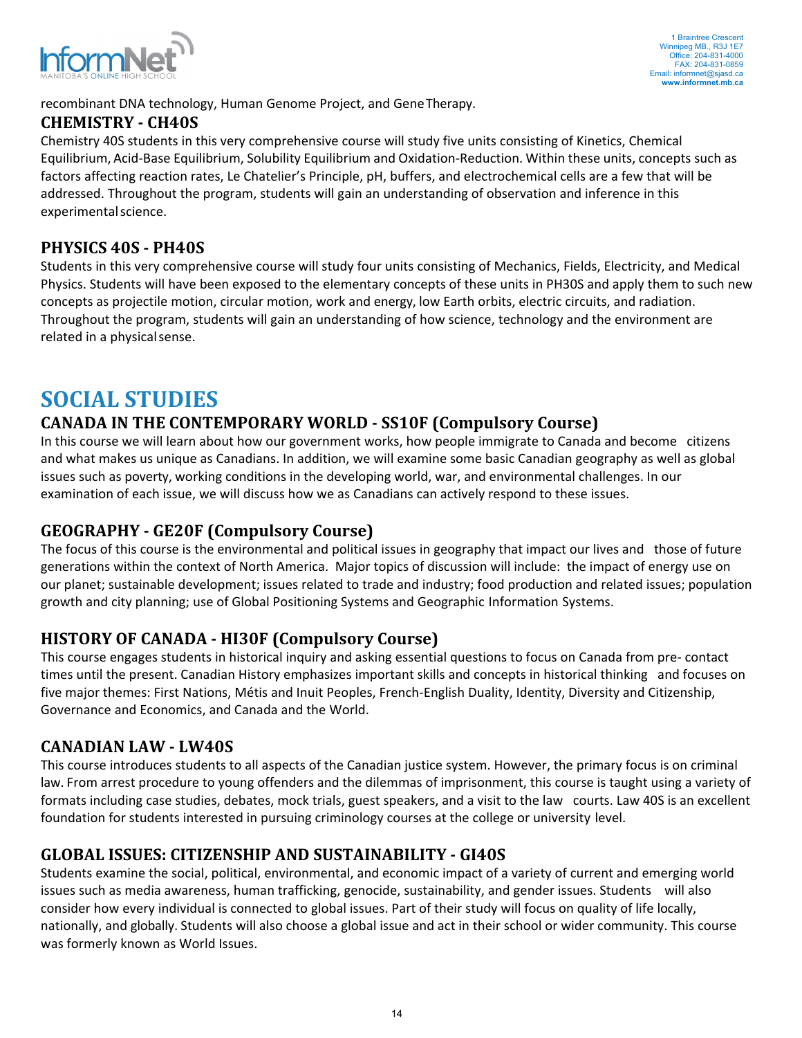recombinant DNA technology, Human Genome Project, and Gene Therapy.

### CHEMISTRY - CH40S

Chemistry 40S students in this very comprehensive course will study five units consisting of Kinetics, Chemical Equilibrium, Acid-Base Equilibrium, Solubility Equilibrium and Oxidation-Reduction. Within these units, concepts such as factors affecting reaction rates, Le Chatelier's Principle, pH, buffers, and electrochemical cells are a few that will be addressed. Throughout the program, students will gain an understanding of observation and inference in this experimental science.

### PHYSICS 40S - PH40S

Students in this very comprehensive course will study four units consisting of Mechanics, Fields, Electricity, and Medical Physics. Students will have been exposed to the elementary concepts of these units in PH30S and apply them to such new concepts as projectile motion, circular motion, work and energy, low Earth orbits, electric circuits, and radiation. Throughout the program, students will gain an understanding of how science, technology and the environment are related in a physical sense.

## SOCIAL STUDIES

### CANADA IN THE CONTEMPORARY WORLD - SS10F (Compulsory Course)

In this course we will learn about how our government works, how people immigrate to Canada and become citizens and what makes us unique as Canadians. In addition, we will examine some basic Canadian geography as well as global issues such as poverty, working conditions in the developing world, war, and environmental challenges. In our examination of each issue, we will discuss how we as Canadians can actively respond to these issues.

### GEOGRAPHY - GE20F (Compulsory Course)

The focus of this course is the environmental and political issues in geography that impact our lives and those of future generations within the context of North America. Major topics of discussion will include: the impact of energy use on our planet; sustainable development; issues related to trade and industry; food production and related issues; population growth and city planning; use of Global Positioning Systems and Geographic Information Systems.

### HISTORY OF CANADA - HI30F (Compulsory Course)

This course engages students in historical inquiry and asking essential questions to focus on Canada from pre- contact times until the present. Canadian History emphasizes important skills and concepts in historical thinking and focuses on five major themes: First Nations, Métis and Inuit Peoples, French-English Duality, Identity, Diversity and Citizenship, Governance and Economics, and Canada and the World.

### CANADIAN LAW - LW40S

This course introduces students to all aspects of the Canadian justice system. However, the primary focus is on criminal law. From arrest procedure to young offenders and the dilemmas of imprisonment, this course is taught using a variety of formats including case studies, debates, mock trials, guest speakers, and a visit to the law courts. Law 40S is an excellent foundation for students interested in pursuing criminology courses at the college or university level.

### GLOBAL ISSUES: CITIZENSHIP AND SUSTAINABILITY - GI40S

Students examine the social, political, environmental, and economic impact of a variety of current and emerging world issues such as media awareness, human trafficking, genocide, sustainability, and gender issues. Students will also consider how every individual is connected to global issues. Part of their study will focus on quality of life locally, nationally, and globally. Students will also choose a global issue and act in their school or wider community. This course was formerly known as World Issues.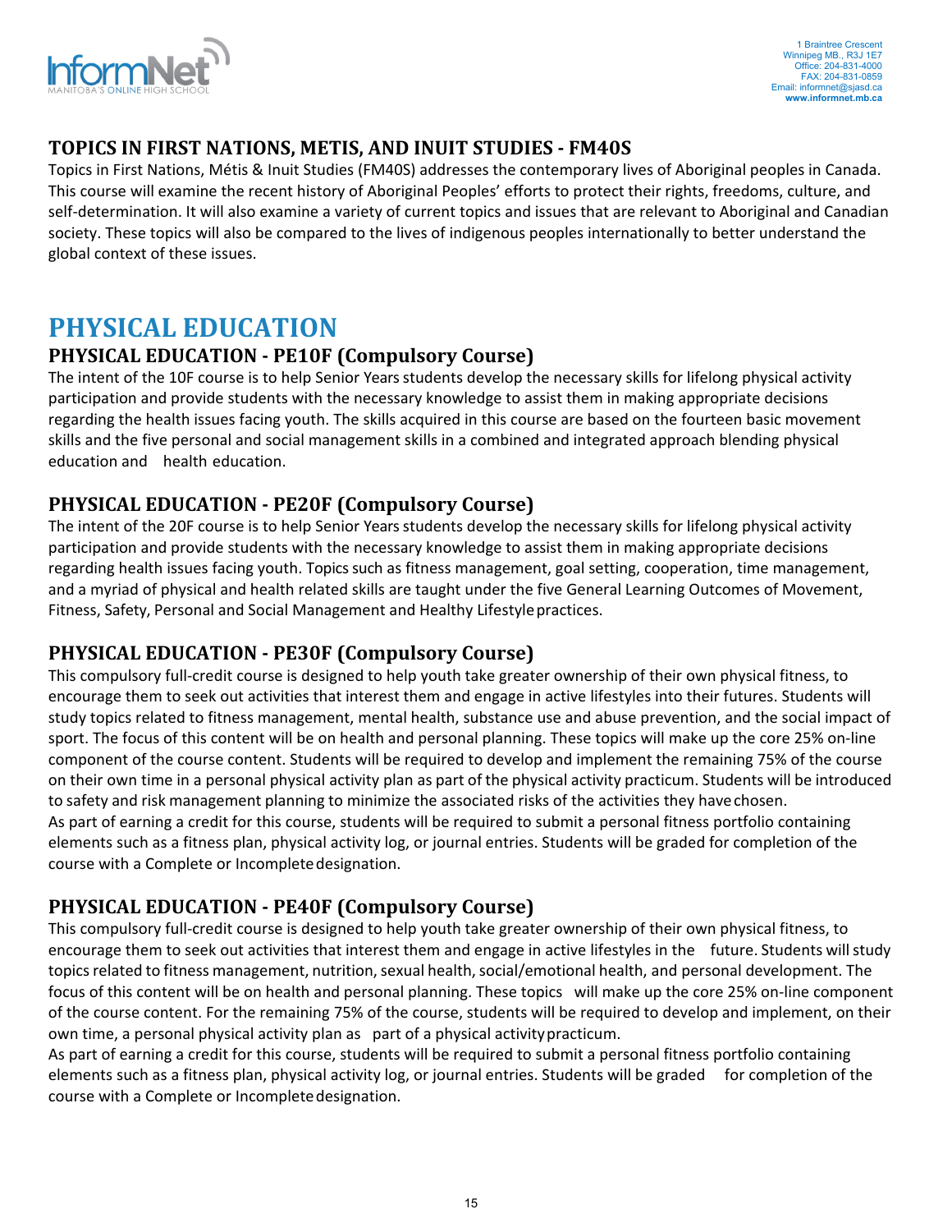### TOPICS IN FIRST NATIONS, METIS, AND INUIT STUDIES - FM40S

Topics in First Nations, Métis & Inuit Studies (FM40S) addresses the contemporary lives of Aboriginal peoples in Canada. This course will examine the recent history of Aboriginal Peoples' efforts to protect their rights, freedoms, culture, and self-determination. It will also examine a variety of current topics and issues that are relevant to Aboriginal and Canadian society. These topics will also be compared to the lives of indigenous peoples internationally to better understand the global context of these issues.

## PHYSICAL EDUCATION

### PHYSICAL EDUCATION - PE10F (Compulsory Course)

The intent of the 10F course is to help Senior Years students develop the necessary skills for lifelong physical activity participation and provide students with the necessary knowledge to assist them in making appropriate decisions regarding the health issues facing youth. The skills acquired in this course are based on the fourteen basic movement skills and the five personal and social management skills in a combined and integrated approach blending physical education and health education.

### PHYSICAL EDUCATION - PE20F (Compulsory Course)

The intent of the 20F course is to help Senior Years students develop the necessary skills for lifelong physical activity participation and provide students with the necessary knowledge to assist them in making appropriate decisions regarding health issues facing youth. Topics such as fitness management, goal setting, cooperation, time management, and a myriad of physical and health related skills are taught under the five General Learning Outcomes of Movement, Fitness, Safety, Personal and Social Management and Healthy Lifestyle practices.

### PHYSICAL EDUCATION - PE30F (Compulsory Course)

This compulsory full-credit course is designed to help youth take greater ownership of their own physical fitness, to encourage them to seek out activities that interest them and engage in active lifestyles into their futures. Students will study topics related to fitness management, mental health, substance use and abuse prevention, and the social impact of sport. The focus of this content will be on health and personal planning. These topics will make up the core 25% on-line component of the course content. Students will be required to develop and implement the remaining 75% of the course on their own time in a personal physical activity plan as part of the physical activity practicum. Students will be introduced to safety and risk management planning to minimize the associated risks of the activities they have chosen.
As part of earning a credit for this course, students will be required to submit a personal fitness portfolio containing elements such as a fitness plan, physical activity log, or journal entries. Students will be graded for completion of the course with a Complete or Incomplete designation.

### PHYSICAL EDUCATION - PE40F (Compulsory Course)

This compulsory full-credit course is designed to help youth take greater ownership of their own physical fitness, to encourage them to seek out activities that interest them and engage in active lifestyles in the future. Students will study topics related to fitness management, nutrition, sexual health, social/emotional health, and personal development. The focus of this content will be on health and personal planning. These topics will make up the core 25% on-line component of the course content. For the remaining 75% of the course, students will be required to develop and implement, on their own time, a personal physical activity plan as part of a physical activity practicum.
As part of earning a credit for this course, students will be required to submit a personal fitness portfolio containing elements such as a fitness plan, physical activity log, or journal entries. Students will be graded for completion of the course with a Complete or Incomplete designation.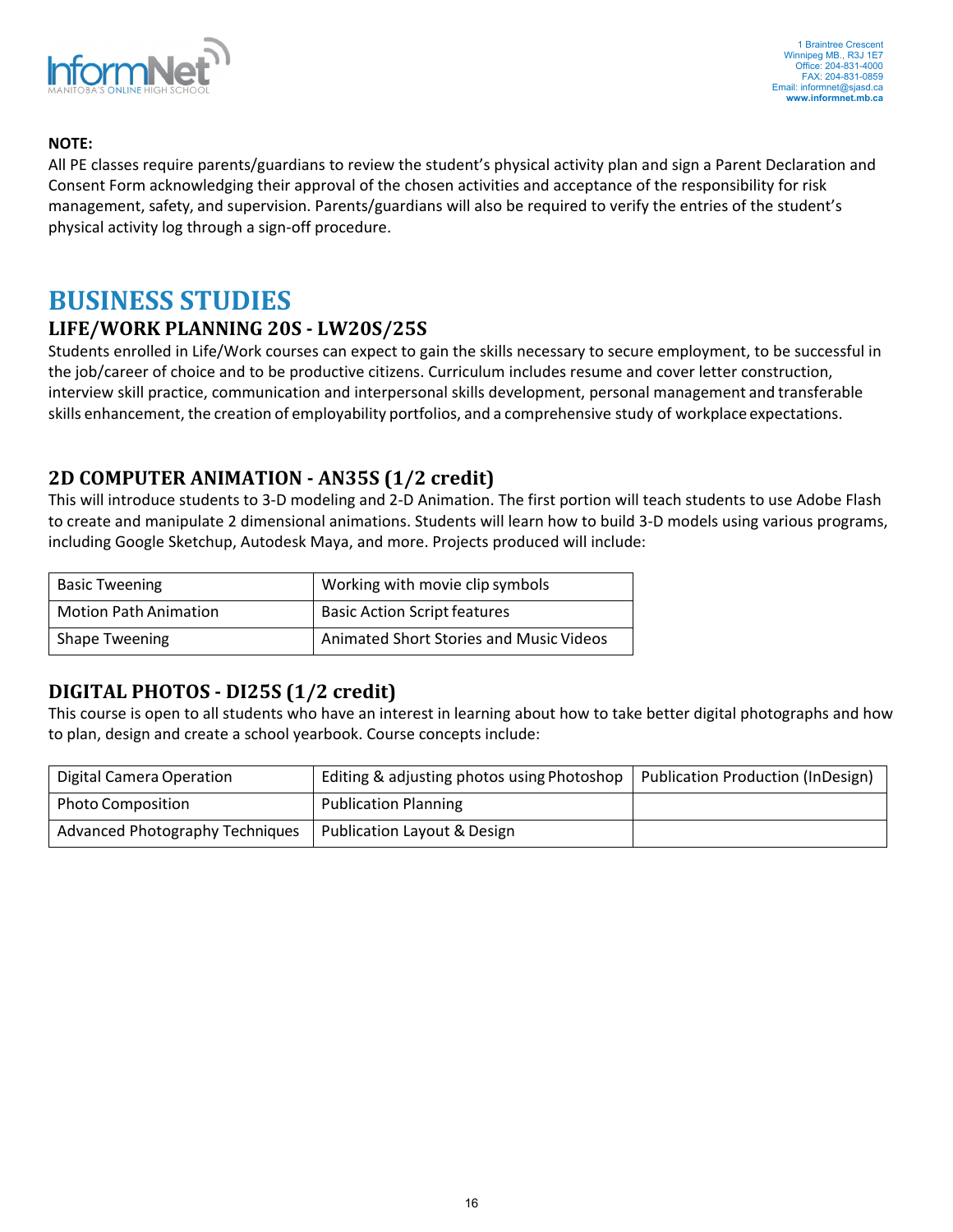**NOTE:**

All PE classes require parents/guardians to review the student's physical activity plan and sign a Parent Declaration and Consent Form acknowledging their approval of the chosen activities and acceptance of the responsibility for risk management, safety, and supervision. Parents/guardians will also be required to verify the entries of the student's physical activity log through a sign-off procedure.

# BUSINESS STUDIES

## LIFE/WORK PLANNING 20S - LW20S/25S

Students enrolled in Life/Work courses can expect to gain the skills necessary to secure employment, to be successful in the job/career of choice and to be productive citizens. Curriculum includes resume and cover letter construction, interview skill practice, communication and interpersonal skills development, personal management and transferable skills enhancement, the creation of employability portfolios, and a comprehensive study of workplace expectations.

## 2D COMPUTER ANIMATION - AN35S (1/2 credit)

This will introduce students to 3-D modeling and 2-D Animation. The first portion will teach students to use Adobe Flash to create and manipulate 2 dimensional animations. Students will learn how to build 3-D models using various programs, including Google Sketchup, Autodesk Maya, and more. Projects produced will include:

| | |
|---|---|
| Basic Tweening | Working with movie clip symbols |
| Motion Path Animation | Basic Action Script features |
| Shape Tweening | Animated Short Stories and Music Videos |

## DIGITAL PHOTOS - DI25S (1/2 credit)

This course is open to all students who have an interest in learning about how to take better digital photographs and how to plan, design and create a school yearbook. Course concepts include:

| | | |
|---|---|---|
| Digital Camera Operation | Editing & adjusting photos using Photoshop | Publication Production (InDesign) |
| Photo Composition | Publication Planning | |
| Advanced Photography Techniques | Publication Layout & Design | |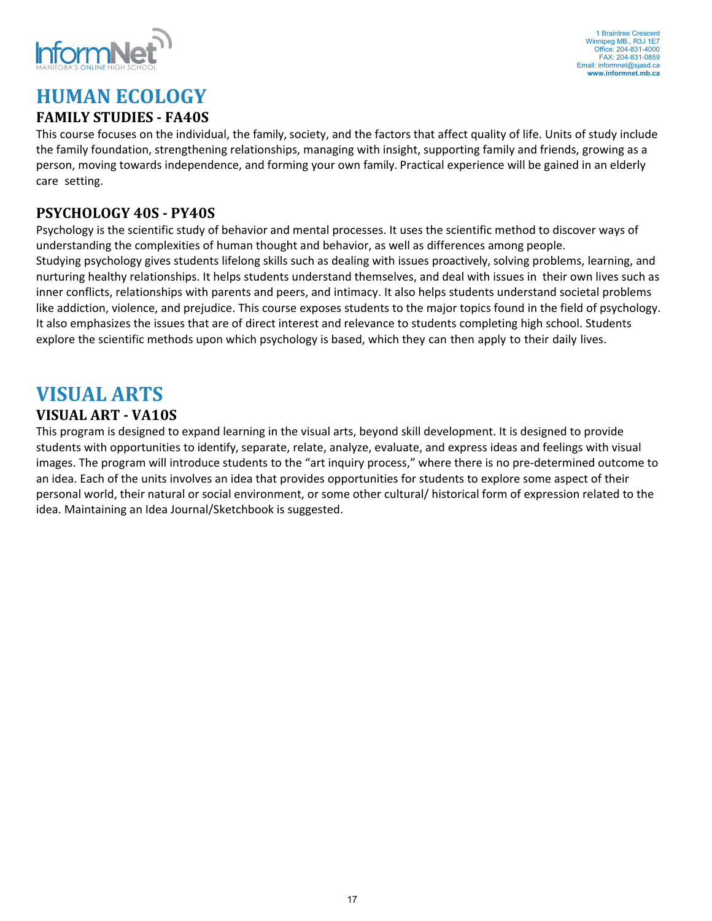# HUMAN ECOLOGY

## FAMILY STUDIES - FA40S

This course focuses on the individual, the family, society, and the factors that affect quality of life. Units of study include the family foundation, strengthening relationships, managing with insight, supporting family and friends, growing as a person, moving towards independence, and forming your own family. Practical experience will be gained in an elderly care setting.

## PSYCHOLOGY 40S - PY40S

Psychology is the scientific study of behavior and mental processes. It uses the scientific method to discover ways of understanding the complexities of human thought and behavior, as well as differences among people.
Studying psychology gives students lifelong skills such as dealing with issues proactively, solving problems, learning, and nurturing healthy relationships. It helps students understand themselves, and deal with issues in their own lives such as inner conflicts, relationships with parents and peers, and intimacy. It also helps students understand societal problems like addiction, violence, and prejudice. This course exposes students to the major topics found in the field of psychology. It also emphasizes the issues that are of direct interest and relevance to students completing high school. Students explore the scientific methods upon which psychology is based, which they can then apply to their daily lives.

# VISUAL ARTS

## VISUAL ART - VA10S

This program is designed to expand learning in the visual arts, beyond skill development. It is designed to provide students with opportunities to identify, separate, relate, analyze, evaluate, and express ideas and feelings with visual images. The program will introduce students to the "art inquiry process," where there is no pre-determined outcome to an idea. Each of the units involves an idea that provides opportunities for students to explore some aspect of their personal world, their natural or social environment, or some other cultural/ historical form of expression related to the idea. Maintaining an Idea Journal/Sketchbook is suggested.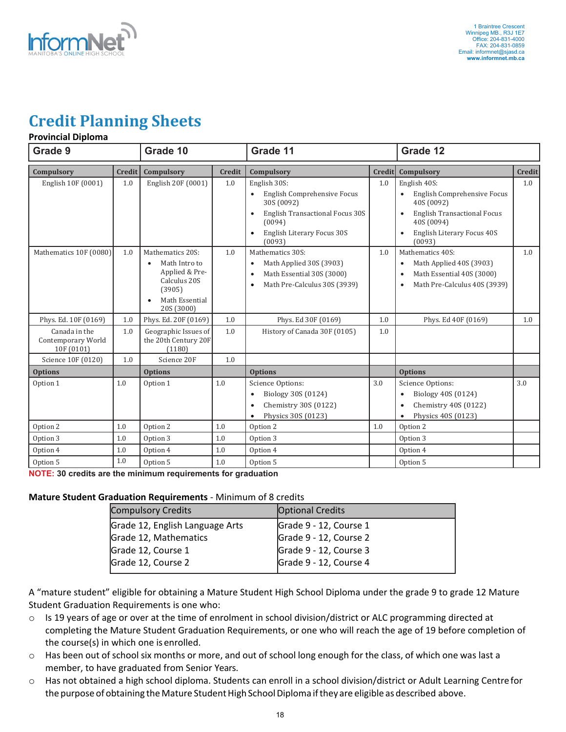# Credit Planning Sheets

**Provincial Diploma**

| Grade 9 | | Grade 10 | | Grade 11 | | Grade 12 | |
|---|---|---|---|---|---|---|---|
| **Compulsory** | **Credit** | **Compulsory** | **Credit** | **Compulsory** | **Credit** | **Compulsory** | **Credit** |
| English 10F (0001) | 1.0 | English 20F (0001) | 1.0 | English 30S:<br>• English Comprehensive Focus 30S (0092)<br>• English Transactional Focus 30S (0094)<br>• English Literary Focus 30S (0093) | 1.0 | English 40S:<br>• English Comprehensive Focus 40S (0092)<br>• English Transactional Focus 40S (0094)<br>• English Literary Focus 40S (0093) | 1.0 |
| Mathematics 10F (0080) | 1.0 | Mathematics 20S:<br>• Math Intro to Applied & Pre-Calculus 20S (3905)<br>• Math Essential 20S (3000) | 1.0 | Mathematics 30S:<br>• Math Applied 30S (3903)<br>• Math Essential 30S (3000)<br>• Math Pre-Calculus 30S (3939) | 1.0 | Mathematics 40S:<br>• Math Applied 40S (3903)<br>• Math Essential 40S (3000)<br>• Math Pre-Calculus 40S (3939) | 1.0 |
| Phys. Ed. 10F (0169) | 1.0 | Phys. Ed. 20F (0169) | 1.0 | Phys. Ed 30F (0169) | 1.0 | Phys. Ed 40F (0169) | 1.0 |
| Canada in the Contemporary World 10F (0101) | 1.0 | Geographic Issues of the 20th Century 20F (1180) | 1.0 | History of Canada 30F (0105) | 1.0 | | |
| Science 10F (0120) | 1.0 | Science 20F | 1.0 | | | | |
| **Options** | | **Options** | | **Options** | | **Options** | |
| Option 1 | 1.0 | Option 1 | 1.0 | Science Options:<br>• Biology 30S (0124)<br>• Chemistry 30S (0122)<br>• Physics 30S (0123) | 3.0 | Science Options:<br>• Biology 40S (0124)<br>• Chemistry 40S (0122)<br>• Physics 40S (0123) | 3.0 |
| Option 2 | 1.0 | Option 2 | 1.0 | Option 2 | 1.0 | Option 2 | |
| Option 3 | 1.0 | Option 3 | 1.0 | Option 3 | | Option 3 | |
| Option 4 | 1.0 | Option 4 | 1.0 | Option 4 | | Option 4 | |
| Option 5 | 1.0 | Option 5 | 1.0 | Option 5 | | Option 5 | |

**NOTE: 30 credits are the minimum requirements for graduation**

**Mature Student Graduation Requirements** - Minimum of 8 credits

| Compulsory Credits | Optional Credits |
|---|---|
| Grade 12, English Language Arts | Grade 9 - 12, Course 1 |
| Grade 12, Mathematics | Grade 9 - 12, Course 2 |
| Grade 12, Course 1 | Grade 9 - 12, Course 3 |
| Grade 12, Course 2 | Grade 9 - 12, Course 4 |

A "mature student" eligible for obtaining a Mature Student High School Diploma under the grade 9 to grade 12 Mature Student Graduation Requirements is one who:

- Is 19 years of age or over at the time of enrolment in school division/district or ALC programming directed at completing the Mature Student Graduation Requirements, or one who will reach the age of 19 before completion of the course(s) in which one is enrolled.
- Has been out of school six months or more, and out of school long enough for the class, of which one was last a member, to have graduated from Senior Years.
- Has not obtained a high school diploma. Students can enroll in a school division/district or Adult Learning Centre for the purpose of obtaining the Mature Student High School Diploma if they are eligible as described above.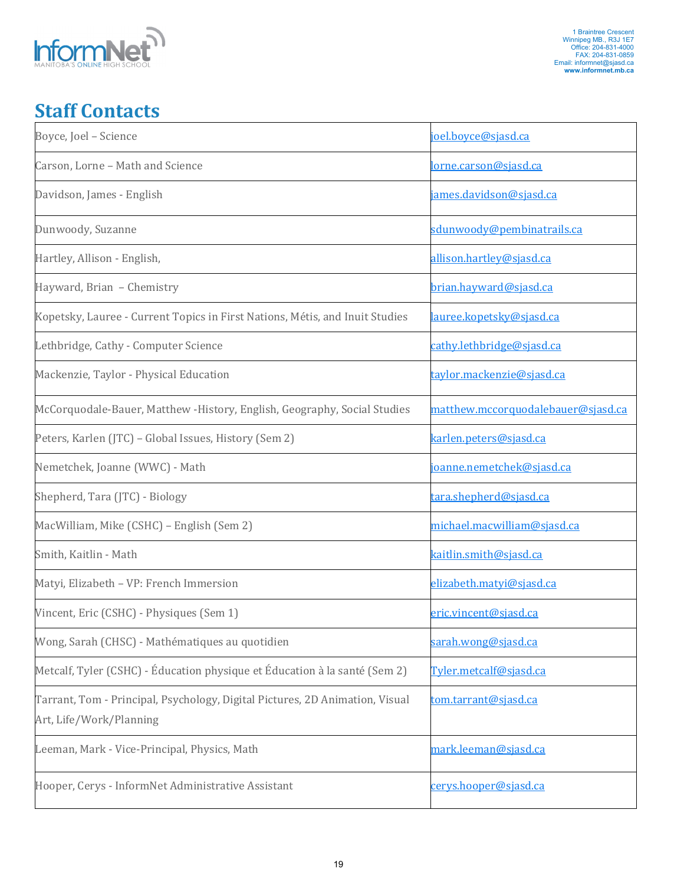1 Braintree Crescent
Winnipeg MB., R3J 1E7
Office: 204-831-4000
FAX: 204-831-0859
Email: informnet@sjasd.ca
www.informnet.mb.ca

## Staff Contacts

| | |
|---|---|
| Boyce, Joel – Science | joel.boyce@sjasd.ca |
| Carson, Lorne – Math and Science | lorne.carson@sjasd.ca |
| Davidson, James - English | james.davidson@sjasd.ca |
| Dunwoody, Suzanne | sdunwoody@pembinatrails.ca |
| Hartley, Allison - English, | allison.hartley@sjasd.ca |
| Hayward, Brian – Chemistry | brian.hayward@sjasd.ca |
| Kopetsky, Lauree - Current Topics in First Nations, Métis, and Inuit Studies | lauree.kopetsky@sjasd.ca |
| Lethbridge, Cathy - Computer Science | cathy.lethbridge@sjasd.ca |
| Mackenzie, Taylor - Physical Education | taylor.mackenzie@sjasd.ca |
| McCorquodale-Bauer, Matthew -History, English, Geography, Social Studies | matthew.mccorquodalebauer@sjasd.ca |
| Peters, Karlen (JTC) – Global Issues, History (Sem 2) | karlen.peters@sjasd.ca |
| Nemetchek, Joanne (WWC) - Math | joanne.nemetchek@sjasd.ca |
| Shepherd, Tara (JTC) - Biology | tara.shepherd@sjasd.ca |
| MacWilliam, Mike (CSHC) – English (Sem 2) | michael.macwilliam@sjasd.ca |
| Smith, Kaitlin - Math | kaitlin.smith@sjasd.ca |
| Matyi, Elizabeth – VP: French Immersion | elizabeth.matyi@sjasd.ca |
| Vincent, Eric (CSHC) - Physiques (Sem 1) | eric.vincent@sjasd.ca |
| Wong, Sarah (CHSC) - Mathématiques au quotidien | sarah.wong@sjasd.ca |
| Metcalf, Tyler (CSHC) - Éducation physique et Éducation à la santé (Sem 2) | Tyler.metcalf@sjasd.ca |
| Tarrant, Tom - Principal, Psychology, Digital Pictures, 2D Animation, Visual Art, Life/Work/Planning | tom.tarrant@sjasd.ca |
| Leeman, Mark - Vice-Principal, Physics, Math | mark.leeman@sjasd.ca |
| Hooper, Cerys - InformNet Administrative Assistant | cerys.hooper@sjasd.ca |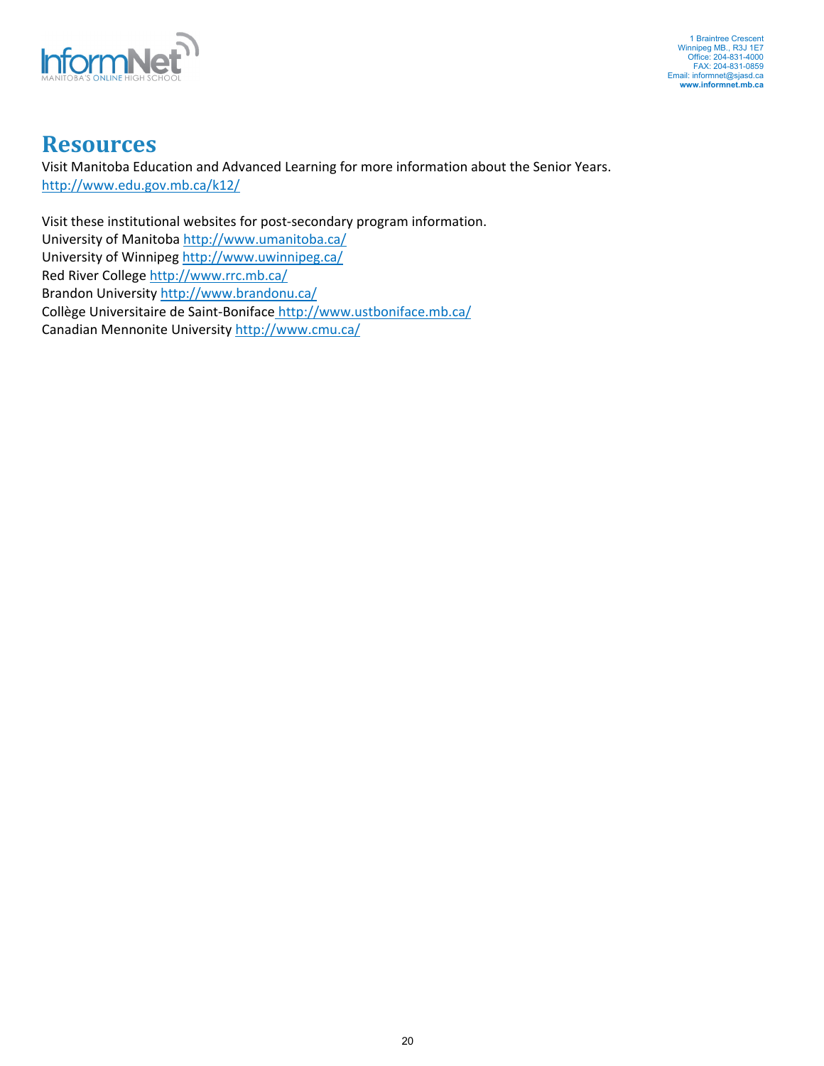# Resources

Visit Manitoba Education and Advanced Learning for more information about the Senior Years.
http://www.edu.gov.mb.ca/k12/

Visit these institutional websites for post-secondary program information.
University of Manitoba http://www.umanitoba.ca/
University of Winnipeg http://www.uwinnipeg.ca/
Red River College http://www.rrc.mb.ca/
Brandon University http://www.brandonu.ca/
Collège Universitaire de Saint-Boniface http://www.ustboniface.mb.ca/
Canadian Mennonite University http://www.cmu.ca/